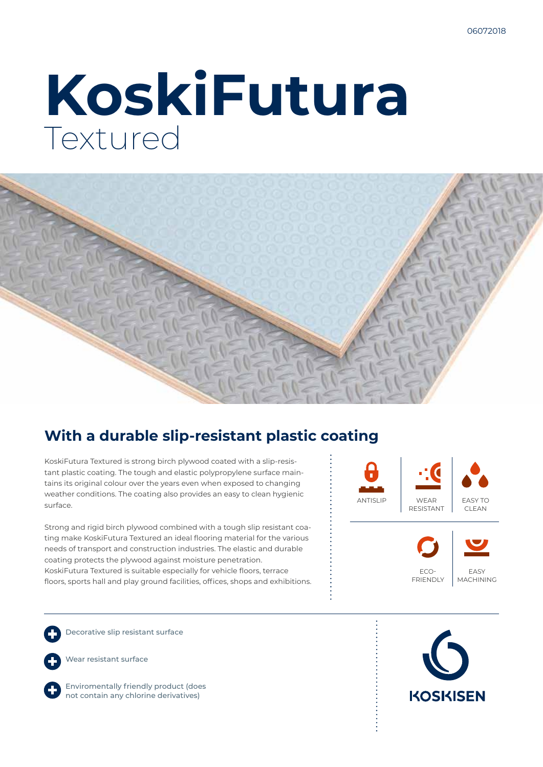# KoskiFutura
Textured

## With a durable slip-resistant plastic coating

KoskiFutura Textured is strong birch plywood coated with a slip-resistant plastic coating. The tough and elastic polypropylene surface maintains its original colour over the years even when exposed to changing weather conditions. The coating also provides an easy to clean hygienic surface.

Strong and rigid birch plywood combined with a tough slip resistant coating make KoskiFutura Textured an ideal flooring material for the various needs of transport and construction industries. The elastic and durable coating protects the plywood against moisture penetration. KoskiFutura Textured is suitable especially for vehicle floors, terrace floors, sports hall and play ground facilities, offices, shops and exhibitions.

ANTISLIP | WEAR RESISTANT | EASY TO CLEAN | ECO-FRIENDLY | EASY MACHINING

- Decorative slip resistant surface
- Wear resistant surface
- Enviromentally friendly product (does not contain any chlorine derivatives)

KOSKISEN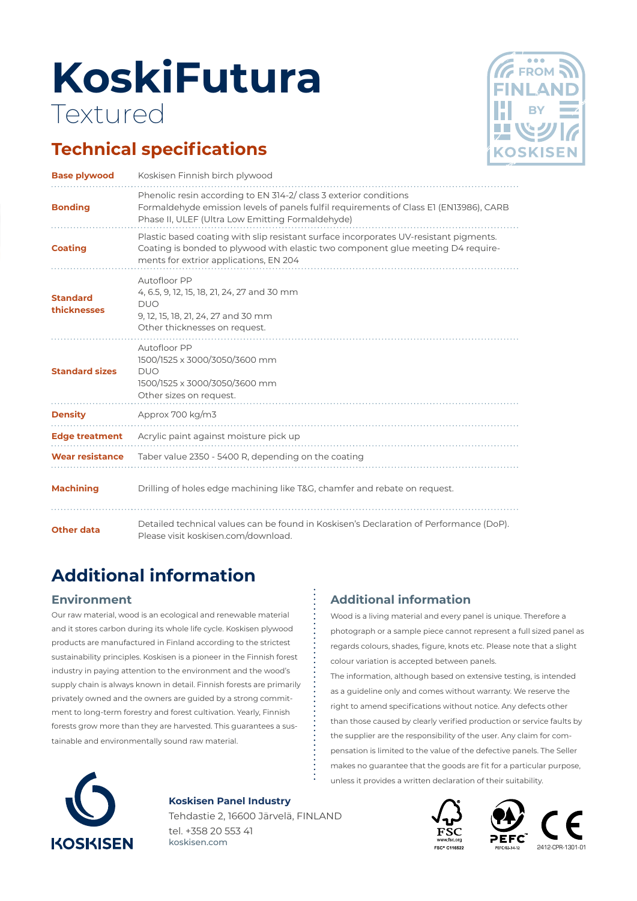# KoskiFutura

Textured

## Technical specifications

| | |
|---|---|
| **Base plywood** | Koskisen Finnish birch plywood |
| **Bonding** | Phenolic resin according to EN 314-2/ class 3 exterior conditions<br>Formaldehyde emission levels of panels fulfil requirements of Class E1 (EN13986), CARB Phase II, ULEF (Ultra Low Emitting Formaldehyde) |
| **Coating** | Plastic based coating with slip resistant surface incorporates UV-resistant pigments. Coating is bonded to plywood with elastic two component glue meeting D4 requirements for extrior applications, EN 204 |
| **Standard thicknesses** | Autofloor PP<br>4, 6.5, 9, 12, 15, 18, 21, 24, 27 and 30 mm<br>DUO<br>9, 12, 15, 18, 21, 24, 27 and 30 mm<br>Other thicknesses on request. |
| **Standard sizes** | Autofloor PP<br>1500/1525 x 3000/3050/3600 mm<br>DUO<br>1500/1525 x 3000/3050/3600 mm<br>Other sizes on request. |
| **Density** | Approx 700 kg/m3 |
| **Edge treatment** | Acrylic paint against moisture pick up |
| **Wear resistance** | Taber value 2350 - 5400 R, depending on the coating |
| **Machining** | Drilling of holes edge machining like T&G, chamfer and rebate on request. |
| **Other data** | Detailed technical values can be found in Koskisen's Declaration of Performance (DoP). Please visit koskisen.com/download. |

## Additional information

### Environment

Our raw material, wood is an ecological and renewable material and it stores carbon during its whole life cycle. Koskisen plywood products are manufactured in Finland according to the strictest sustainability principles. Koskisen is a pioneer in the Finnish forest industry in paying attention to the environment and the wood's supply chain is always known in detail. Finnish forests are primarily privately owned and the owners are guided by a strong commitment to long-term forestry and forest cultivation. Yearly, Finnish forests grow more than they are harvested. This guarantees a sustainable and environmentally sound raw material.

### Additional information

Wood is a living material and every panel is unique. Therefore a photograph or a sample piece cannot represent a full sized panel as regards colours, shades, figure, knots etc. Please note that a slight colour variation is accepted between panels.

The information, although based on extensive testing, is intended as a guideline only and comes without warranty. We reserve the right to amend specifications without notice. Any defects other than those caused by clearly verified production or service faults by the supplier are the responsibility of the user. Any claim for compensation is limited to the value of the defective panels. The Seller makes no guarantee that the goods are fit for a particular purpose, unless it provides a written declaration of their suitability.

**Koskisen Panel Industry**
Tehdastie 2, 16600 Järvelä, FINLAND
tel. +358 20 553 41
koskisen.com

FSC® C116522 · PEFC/02-34-12 · 2412-CPR-1301-01